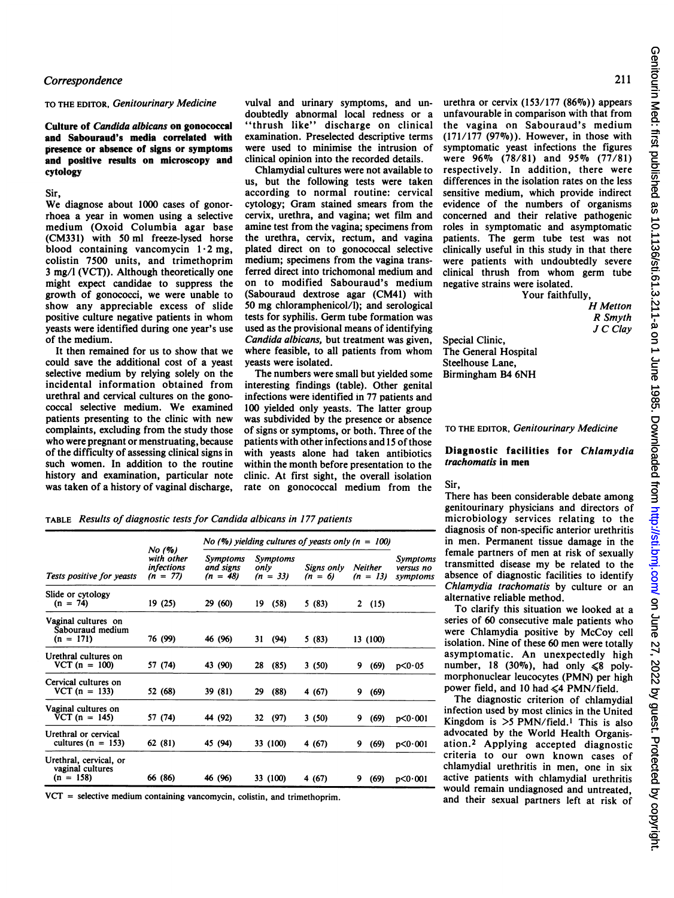## Correspondence

TO THE EDITOR, *Genitourinary Medicine*

### Culture of *Candida albicans* on gonococcal and Sabouraud's media correlated with presence or absence of signs or symptoms and positive results on microscopy and cytology

Sir,

We diagnose about 1000 cases of gonorrhoea a year in women using a selective medium (Oxoid Columbia agar base (CM331) with 50 ml freeze-lysed horse blood containing vancomycin 1·2 mg, colistin 7500 units, and trimethoprim 3 mg/l (VCT)). Although theoretically one might expect candidae to suppress the growth of gonococci, we were unable to show any appreciable excess of slide positive culture negative patients in whom yeasts were identified during one year's use of the medium.

It then remained for us to show that we could save the additional cost of a yeast selective medium by relying solely on the incidental information obtained from urethral and cervical cultures on the gonococcal selective medium. We examined patients presenting to the clinic with new complaints, excluding from the study those who were pregnant or menstruating, because of the difficulty of assessing clinical signs in such women. In addition to the routine history and examination, particular note was taken of a history of vaginal discharge, vulval and urinary symptoms, and undoubtedly abnormal local redness or a "thrush like" discharge on clinical examination. Preselected descriptive terms were used to minimise the intrusion of clinical opinion into the recorded details.

Chlamydial cultures were not available to us, but the following tests were taken according to normal routine: cervical cytology; Gram stained smears from the cervix, urethra, and vagina; wet film and amine test from the vagina; specimens from the urethra, cervix, rectum, and vagina plated direct on to gonococcal selective medium; specimens from the vagina transferred direct into trichomonal medium and on to modified Sabouraud's medium (Sabouraud dextrose agar (CM41) with 50 mg chloramphenicol/l); and serological tests for syphilis. Germ tube formation was used as the provisional means of identifying *Candida albicans*, but treatment was given, where feasible, to all patients from whom yeasts were isolated.

The numbers were small but yielded some interesting findings (table). Other genital infections were identified in 77 patients and 100 yielded only yeasts. The latter group was subdivided by the presence or absence of signs or symptoms, or both. Three of the patients with other infections and 15 of those with yeasts alone had taken antibiotics within the month before presentation to the clinic. At first sight, the overall isolation rate on gonococcal medium from the urethra or cervix (153/177 (86%)) appears unfavourable in comparison with that from the vagina on Sabouraud's medium (171/177 (97%)). However, in those with symptomatic yeast infections the figures were 96% (78/81) and 95% (77/81) respectively. In addition, there were differences in the isolation rates on the less sensitive medium, which provide indirect evidence of the numbers of organisms concerned and their relative pathogenic roles in symptomatic and asymptomatic patients. The germ tube test was not clinically useful in this study in that there were patients with undoubtedly severe clinical thrush from whom germ tube negative strains were isolated.

TABLE *Results of diagnostic tests for Candida albicans in 177 patients*

| Tests positive for yeasts | No (%) with other infections (n = 77) | No (%) yielding cultures of yeasts only (n = 100) | | | | Symptoms versus no symptoms |
|---|---|---|---|---|---|---|
| | | Symptoms and signs (n = 48) | Symptoms only (n = 33) | Signs only (n = 6) | Neither (n = 13) | |
| Slide or cytology (n = 74) | 19 (25) | 29 (60) | 19 (58) | 5 (83) | 2 (15) | |
| Vaginal cultures on Sabouraud medium (n = 171) | 76 (99) | 46 (96) | 31 (94) | 5 (83) | 13 (100) | |
| Urethral cultures on VCT (n = 100) | 57 (74) | 43 (90) | 28 (85) | 3 (50) | 9 (69) | $p<0·05$ |
| Cervical cultures on VCT (n = 133) | 52 (68) | 39 (81) | 29 (88) | 4 (67) | 9 (69) | |
| Vaginal cultures on VCT (n = 145) | 57 (74) | 44 (92) | 32 (97) | 3 (50) | 9 (69) | $p<0·001$ |
| Urethral or cervical cultures (n = 153) | 62 (81) | 45 (94) | 33 (100) | 4 (67) | 9 (69) | $p<0·001$ |
| Urethral, cervical, or vaginal cultures (n = 158) | 66 (86) | 46 (96) | 33 (100) | 4 (67) | 9 (69) | $p<0·001$ |

VCT = selective medium containing vancomycin, colistin, and trimethoprim.

Your faithfully,

*H Metton*
*R Smyth*
*J C Clay*

Special Clinic,
The General Hospital
Steelhouse Lane,
Birmingham B4 6NH

TO THE EDITOR, *Genitourinary Medicine*

### Diagnostic facilities for *Chlamydia trachomatis* in men

Sir,

There has been considerable debate among genitourinary physicians and directors of microbiology services relating to the diagnosis of non-specific anterior urethritis in men. Permanent tissue damage in the female partners of men at risk of sexually transmitted disease my be related to the absence of diagnostic facilities to identify *Chlamydia trachomatis* by culture or an alternative reliable method.

To clarify this situation we looked at a series of 60 consecutive male patients who were Chlamydia positive by McCoy cell isolation. Nine of these 60 men were totally asymptomatic. An unexpectedly high number, 18 (30%), had only ≤8 polymorphonuclear leucocytes (PMN) per high power field, and 10 had ≤4 PMN/field.

The diagnostic criterion of chlamydial infection used by most clinics in the United Kingdom is >5 PMN/field.[1] This is also advocated by the World Health Organisation.[2] Applying accepted diagnostic criteria to our own known cases of chlamydial urethritis in men, one in six active patients with chlamydial urethritis would remain undiagnosed and untreated, and their sexual partners left at risk of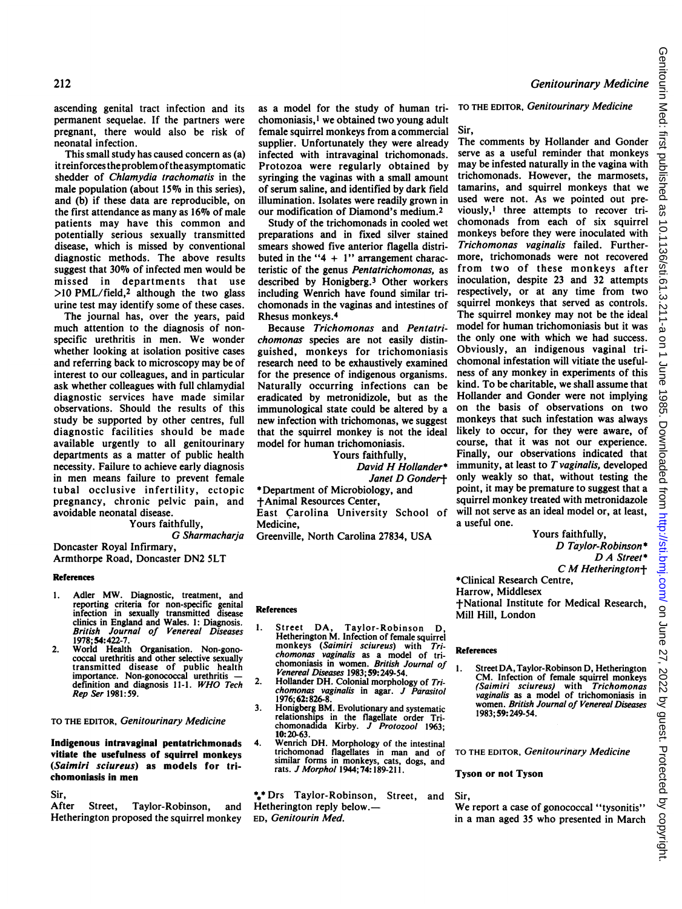ascending genital tract infection and its permanent sequelae. If the partners were pregnant, there would also be risk of neonatal infection.

This small study has caused concern as (a) it reinforces the problem of the asymptomatic shedder of *Chlamydia trachomatis* in the male population (about 15% in this series), and (b) if these data are reproducible, on the first attendance as many as 16% of male patients may have this common and potentially serious sexually transmitted disease, which is missed by conventional diagnostic methods. The above results suggest that 30% of infected men would be missed in departments that use >10 PML/field,[2] although the two glass urine test may identify some of these cases.

The journal has, over the years, paid much attention to the diagnosis of non-specific urethritis in men. We wonder whether looking at isolation positive cases and referring back to microscopy may be of interest to our colleagues, and in particular ask whether colleagues with full chlamydial diagnostic services have made similar observations. Should the results of this study be supported by other centres, full diagnostic facilities should be made available urgently to all genitourinary departments as a matter of public health necessity. Failure to achieve early diagnosis in men means failure to prevent female tubal occlusive infertility, ectopic pregnancy, chronic pelvic pain, and avoidable neonatal disease.

Yours faithfully,
*G Sharmacharja*

Doncaster Royal Infirmary,
Armthorpe Road, Doncaster DN2 5LT

**References**

1. Adler MW. Diagnostic, treatment, and reporting criteria for non-specific genital infection in sexually transmitted disease clinics in England and Wales. 1: Diagnosis. *British Journal of Venereal Diseases* 1978;**54**:422-7.
2. World Health Organisation. Non-gonococcal urethritis and other selective sexually transmitted disease of public health importance. Non-gonococcal urethritis — definition and diagnosis 11-1. *WHO Tech Rep Ser* 1981:59.

TO THE EDITOR, *Genitourinary Medicine*

**Indigenous intravaginal pentatrichmonads vitiate the usefulness of squirrel monkeys (*Saimiri sciureus*) as models for trichomoniasis in men**

Sir,
After Street, Taylor-Robinson, and Hetherington proposed the squirrel monkey as a model for the study of human trichomoniasis,[1] we obtained two young adult female squirrel monkeys from a commercial supplier. Unfortunately they were already infected with intravaginal trichomonads. Protozoa were regularly obtained by syringing the vaginas with a small amount of serum saline, and identified by dark field illumination. Isolates were readily grown in our modification of Diamond's medium.[2]

Study of the trichomonads in cooled wet preparations and in fixed silver stained smears showed five anterior flagella distributed in the "4 + 1" arrangement characteristic of the genus *Pentatrichomonas*, as described by Honigberg.[3] Other workers including Wenrich have found similar trichomonads in the vaginas and intestines of Rhesus monkeys.[4]

Because *Trichomonas* and *Pentatrichomonas* species are not easily distinguished, monkeys for trichomoniasis research need to be exhaustively examined for the presence of indigenous organisms. Naturally occurring infections can be eradicated by metronidizole, but as the immunological state could be altered by a new infection with trichomonas, we suggest that the squirrel monkey is not the ideal model for human trichomoniasis.

Yours faithfully,
*David H Hollander\**
*Janet D Gonder†*

\*Department of Microbiology, and
†Animal Resources Center,
East Carolina University School of Medicine,
Greenville, North Carolina 27834, USA

**References**

1. Street DA, Taylor-Robinson D, Hetherington M. Infection of female squirrel monkeys (*Saimiri sciureus*) with *Trichomonas vaginalis* as a model of trichomoniasis in women. *British Journal of Venereal Diseases* 1983;**59**:249-54.
2. Hollander DH. Colonial morphology of *Trichomonas vaginalis* in agar. *J Parasitol* 1976;**62**:826-8.
3. Honigberg BM. Evolutionary and systematic relationships in the flagellate order Trichomonadida Kirby. *J Protozool* 1963; **10**:20-63.
4. Wenrich DH. Morphology of the intestinal trichomonad flagellates in man and of similar forms in monkeys, cats, dogs, and rats. *J Morphol* 1944;**74**:189-211.

⁂ Drs Taylor-Robinson, Street, and Hetherington reply below.—
ED, *Genitourin Med.*

TO THE EDITOR, *Genitourinary Medicine*

Sir,
The comments by Hollander and Gonder serve as a useful reminder that monkeys may be infested naturally in the vagina with trichomonads. However, the marmosets, tamarins, and squirrel monkeys that we used were not. As we pointed out previously,[1] three attempts to recover trichomonads from each of six squirrel monkeys before they were inoculated with *Trichomonas vaginalis* failed. Furthermore, trichomonads were not recovered from two of these monkeys after inoculation, despite 23 and 32 attempts respectively, or at any time from two squirrel monkeys that served as controls. The squirrel monkey may not be the ideal model for human trichomoniasis but it was the only one with which we had success. Obviously, an indigenous vaginal trichomonal infestation will vitiate the usefulness of any monkey in experiments of this kind. To be charitable, we shall assume that Hollander and Gonder were not implying on the basis of observations on two monkeys that such infestation was always likely to occur, for they were aware, of course, that it was not our experience. Finally, our observations indicated that immunity, at least to *T vaginalis*, developed only weakly so that, without testing the point, it may be premature to suggest that a squirrel monkey treated with metronidazole will not serve as an ideal model or, at least, a useful one.

Yours faithfully,
*D Taylor-Robinson\**
*D A Street\**
*C M Hetherington†*

\*Clinical Research Centre,
Harrow, Middlesex
†National Institute for Medical Research,
Mill Hill, London

**References**

1. Street DA, Taylor-Robinson D, Hetherington CM. Infection of female squirrel monkeys (*Saimiri sciureus*) with *Trichomonas vaginalis* as a model of trichomoniasis in women. *British Journal of Venereal Diseases* 1983;**59**:249-54.

TO THE EDITOR, *Genitourinary Medicine*

**Tyson or not Tyson**

Sir,
We report a case of gonococcal "tysonitis" in a man aged 35 who presented in March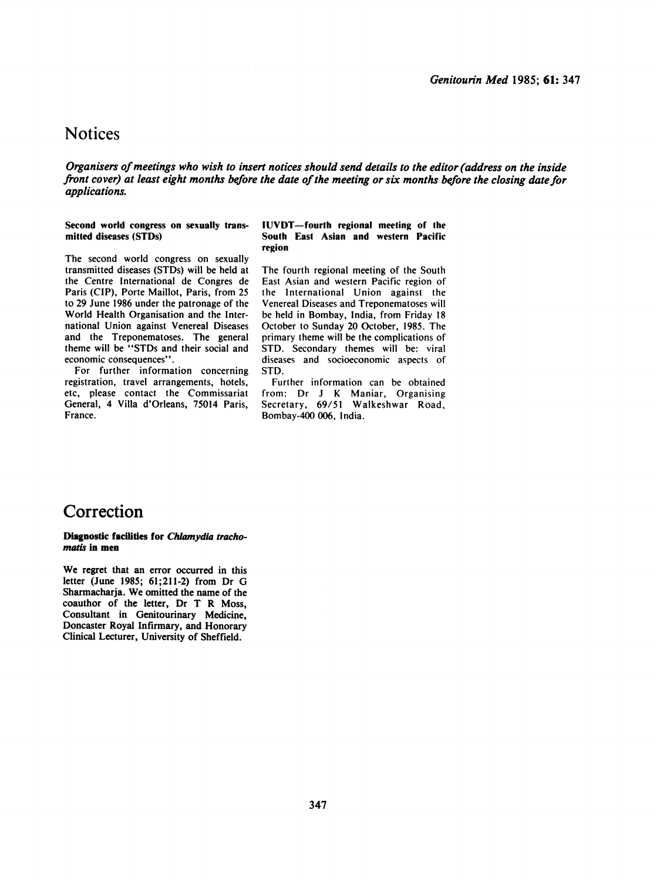# Notices

***Organisers of meetings who wish to insert notices should send details to the editor (address on the inside front cover) at least eight months before the date of the meeting or six months before the closing date for applications.***

### Second world congress on sexually transmitted diseases (STDs)

The second world congress on sexually transmitted diseases (STDs) will be held at the Centre International de Congres de Paris (CIP), Porte Maillot, Paris, from 25 to 29 June 1986 under the patronage of the World Health Organisation and the International Union against Venereal Diseases and the Treponematoses. The general theme will be "STDs and their social and economic consequences".

For further information concerning registration, travel arrangements, hotels, etc, please contact the Commissariat General, 4 Villa d'Orleans, 75014 Paris, France.

### IUVDT—fourth regional meeting of the South East Asian and western Pacific region

The fourth regional meeting of the South East Asian and western Pacific region of the International Union against the Venereal Diseases and Treponematoses will be held in Bombay, India, from Friday 18 October to Sunday 20 October, 1985. The primary theme will be the complications of STD. Secondary themes will be: viral diseases and socioeconomic aspects of STD.

Further information can be obtained from: Dr J K Maniar, Organising Secretary, 69/51 Walkeshwar Road, Bombay-400 006, India.

# Correction

### Diagnostic facilities for *Chlamydia trachomatis* in men

We regret that an error occurred in this letter (June 1985; 61;211-2) from Dr G Sharmacharja. We omitted the name of the coauthor of the letter, Dr T R Moss, Consultant in Genitourinary Medicine, Doncaster Royal Infirmary, and Honorary Clinical Lecturer, University of Sheffield.